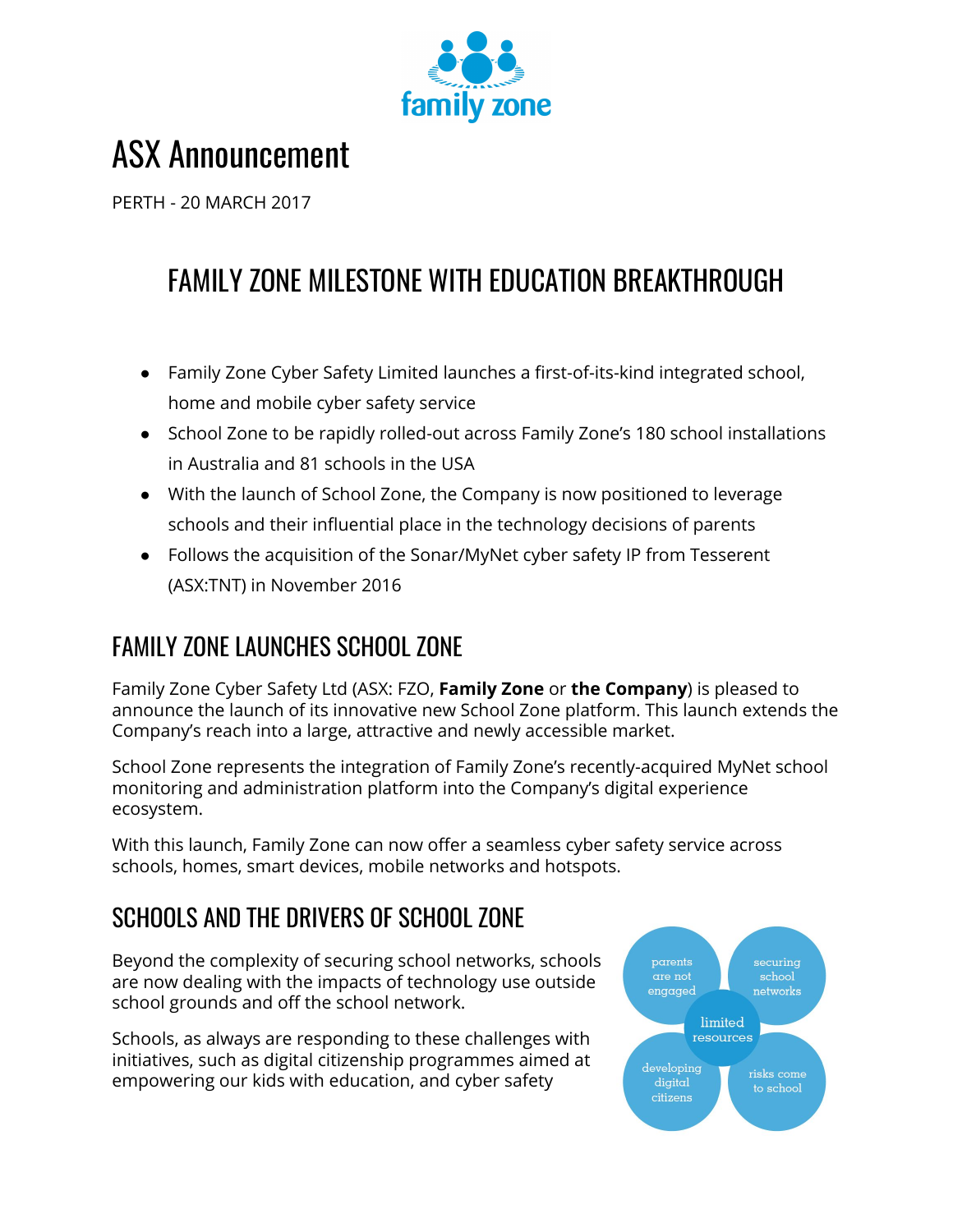# ASX Announcement

PERTH - 20 MARCH 2017

## FAMILY ZONE MILESTONE WITH EDUCATION BREAKTHROUGH

- Family Zone Cyber Safety Limited launches a first-of-its-kind integrated school, home and mobile cyber safety service
- School Zone to be rapidly rolled-out across Family Zone's 180 school installations in Australia and 81 schools in the USA
- With the launch of School Zone, the Company is now positioned to leverage schools and their influential place in the technology decisions of parents
- Follows the acquisition of the Sonar/MyNet cyber safety IP from Tesserent (ASX:TNT) in November 2016

## FAMILY ZONE LAUNCHES SCHOOL ZONE

Family Zone Cyber Safety Ltd (ASX: FZO, **Family Zone** or **the Company**) is pleased to announce the launch of its innovative new School Zone platform. This launch extends the Company's reach into a large, attractive and newly accessible market.

School Zone represents the integration of Family Zone's recently-acquired MyNet school monitoring and administration platform into the Company's digital experience ecosystem.

With this launch, Family Zone can now offer a seamless cyber safety service across schools, homes, smart devices, mobile networks and hotspots.

## SCHOOLS AND THE DRIVERS OF SCHOOL ZONE

Beyond the complexity of securing school networks, schools are now dealing with the impacts of technology use outside school grounds and off the school network.

Schools, as always are responding to these challenges with initiatives, such as digital citizenship programmes aimed at empowering our kids with education, and cyber safety

parents are not engaged | securing school networks | limited resources | developing digital citizens | risks come to school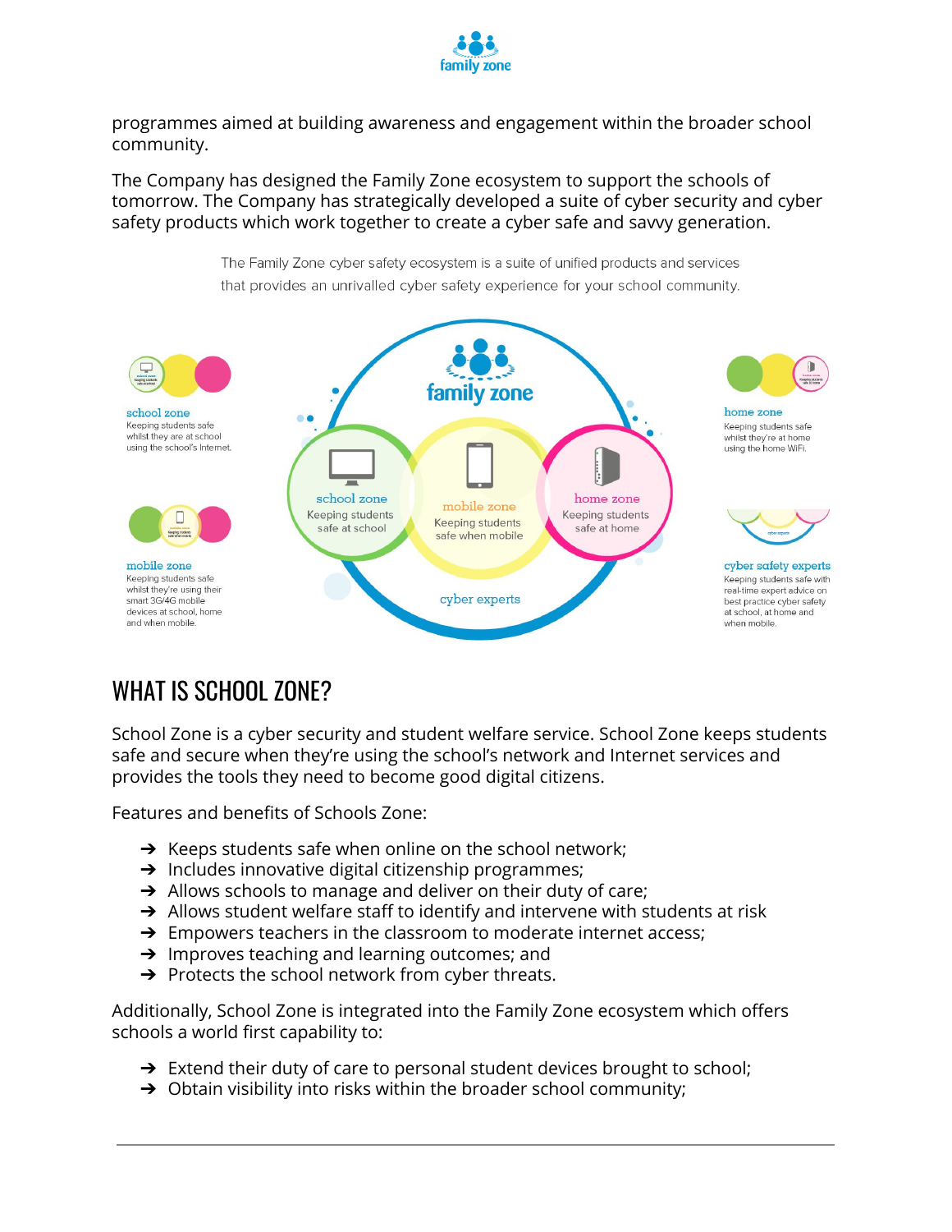programmes aimed at building awareness and engagement within the broader school community.

The Company has designed the Family Zone ecosystem to support the schools of tomorrow. The Company has strategically developed a suite of cyber security and cyber safety products which work together to create a cyber safe and savvy generation.

The Family Zone cyber safety ecosystem is a suite of unified products and services that provides an unrivalled cyber safety experience for your school community.

**school zone**
Keeping students safe whilst they are at school using the school's Internet.

**mobile zone**
Keeping students safe whilst they're using their smart 3G/4G mobile devices at school, home and when mobile.

**home zone**
Keeping students safe whilst they're at home using the home WiFi.

**cyber safety experts**
Keeping students safe with real-time expert advice on best practice cyber safety at school, at home and when mobile.

family zone

school zone — Keeping students safe at school

mobile zone — Keeping students safe when mobile

home zone — Keeping students safe at home

cyber experts

## WHAT IS SCHOOL ZONE?

School Zone is a cyber security and student welfare service. School Zone keeps students safe and secure when they're using the school's network and Internet services and provides the tools they need to become good digital citizens.

Features and benefits of Schools Zone:

- Keeps students safe when online on the school network;
- Includes innovative digital citizenship programmes;
- Allows schools to manage and deliver on their duty of care;
- Allows student welfare staff to identify and intervene with students at risk
- Empowers teachers in the classroom to moderate internet access;
- Improves teaching and learning outcomes; and
- Protects the school network from cyber threats.

Additionally, School Zone is integrated into the Family Zone ecosystem which offers schools a world first capability to:

- Extend their duty of care to personal student devices brought to school;
- Obtain visibility into risks within the broader school community;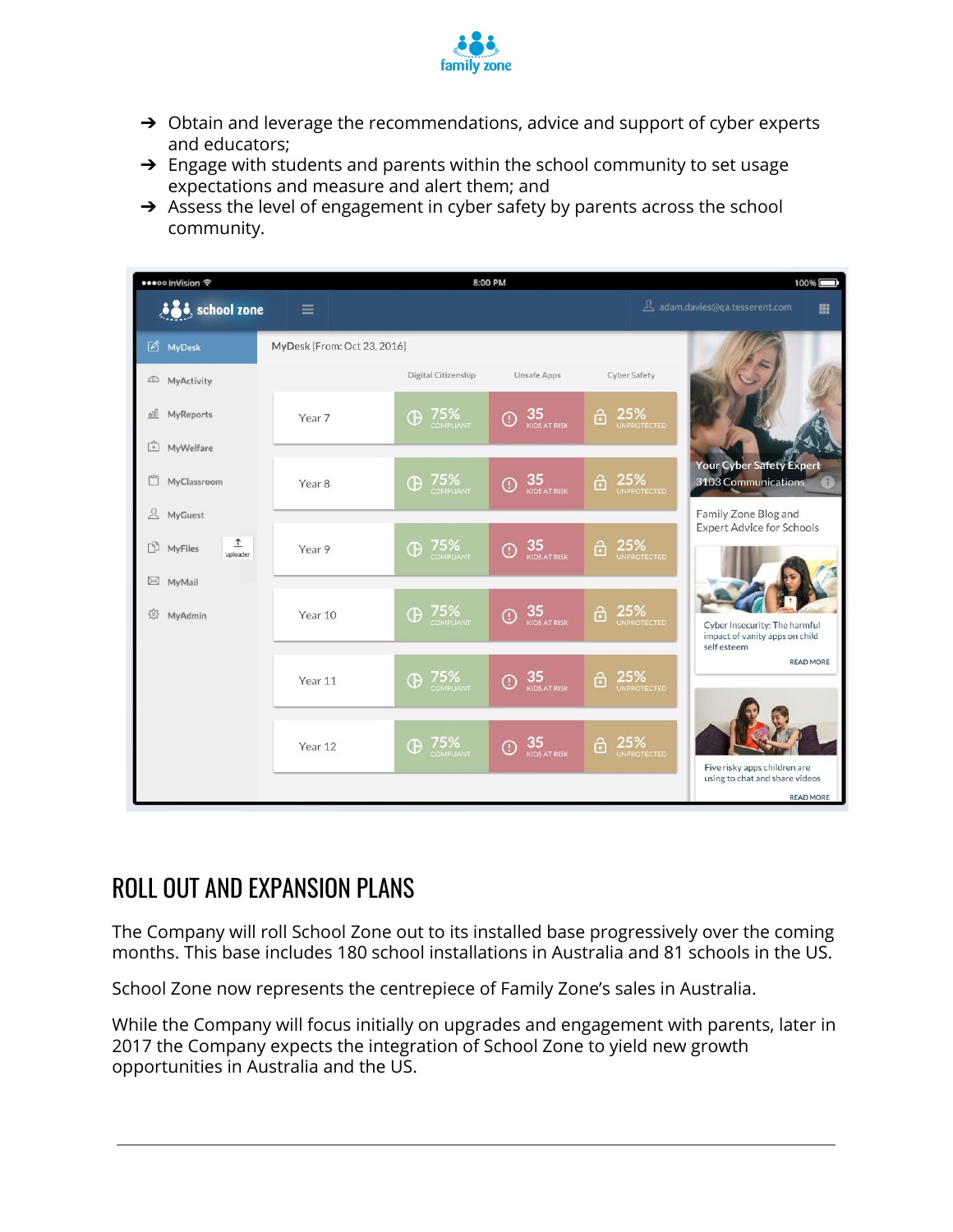- Obtain and leverage the recommendations, advice and support of cyber experts and educators;
- Engage with students and parents within the school community to set usage expectations and measure and alert them; and
- Assess the level of engagement in cyber safety by parents across the school community.

## ROLL OUT AND EXPANSION PLANS

The Company will roll School Zone out to its installed base progressively over the coming months. This base includes 180 school installations in Australia and 81 schools in the US.

School Zone now represents the centrepiece of Family Zone's sales in Australia.

While the Company will focus initially on upgrades and engagement with parents, later in 2017 the Company expects the integration of School Zone to yield new growth opportunities in Australia and the US.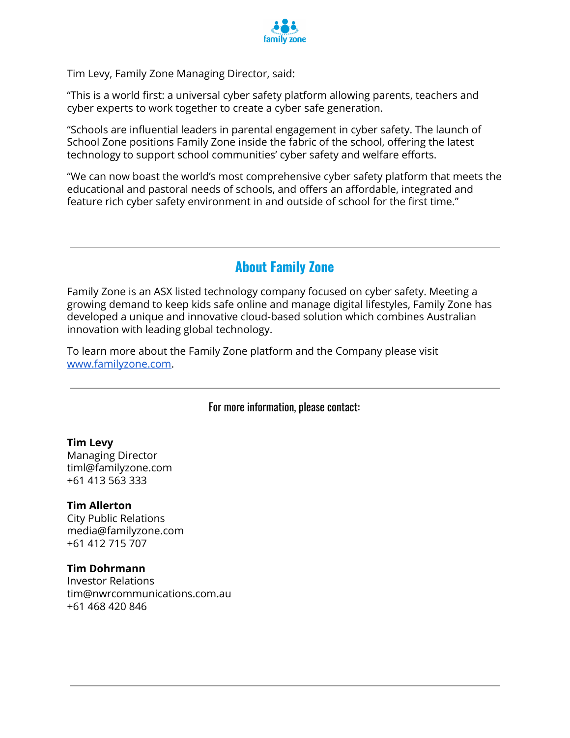Tim Levy, Family Zone Managing Director, said:

"This is a world first: a universal cyber safety platform allowing parents, teachers and cyber experts to work together to create a cyber safe generation.

"Schools are influential leaders in parental engagement in cyber safety. The launch of School Zone positions Family Zone inside the fabric of the school, offering the latest technology to support school communities' cyber safety and welfare efforts.

"We can now boast the world's most comprehensive cyber safety platform that meets the educational and pastoral needs of schools, and offers an affordable, integrated and feature rich cyber safety environment in and outside of school for the first time."

---

## About Family Zone

Family Zone is an ASX listed technology company focused on cyber safety. Meeting a growing demand to keep kids safe online and manage digital lifestyles, Family Zone has developed a unique and innovative cloud-based solution which combines Australian innovation with leading global technology.

To learn more about the Family Zone platform and the Company please visit [www.familyzone.com](http://www.familyzone.com).

---

For more information, please contact:

**Tim Levy**
Managing Director
timl@familyzone.com
+61 413 563 333

**Tim Allerton**
City Public Relations
media@familyzone.com
+61 412 715 707

**Tim Dohrmann**
Investor Relations
tim@nwrcommunications.com.au
+61 468 420 846